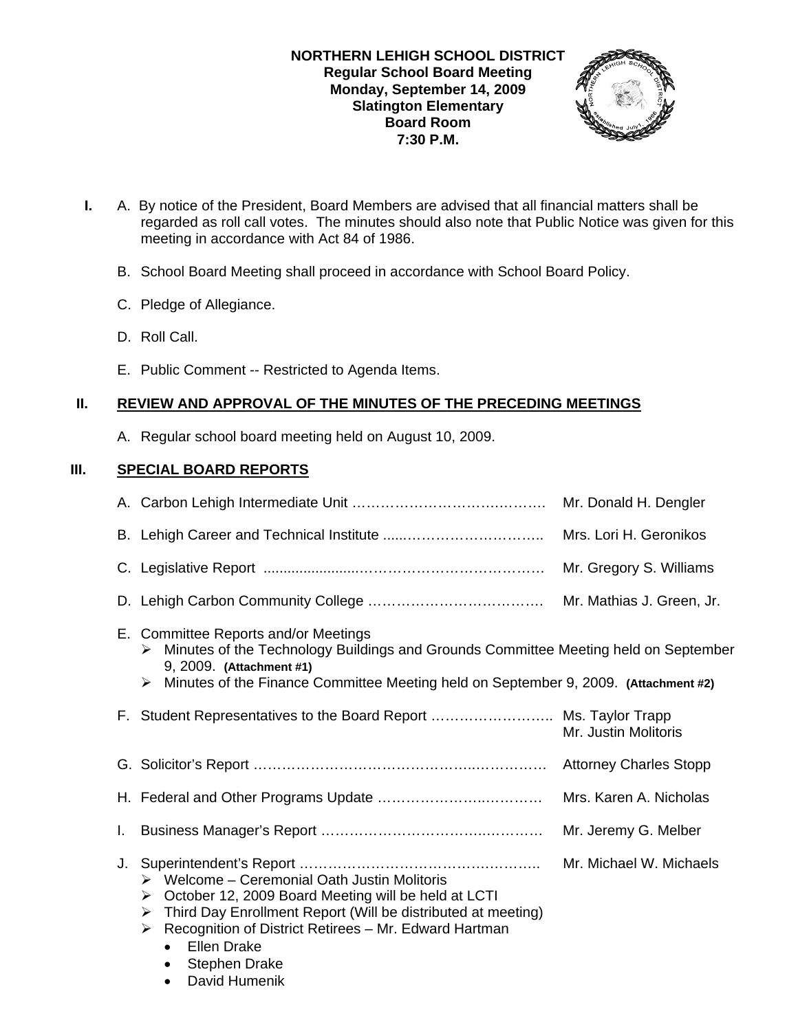**NORTHERN LEHIGH SCHOOL DISTRICT**
**Regular School Board Meeting**
**Monday, September 14, 2009**
**Slatington Elementary**
**Board Room**
**7:30 P.M.**

**I.** A. By notice of the President, Board Members are advised that all financial matters shall be regarded as roll call votes. The minutes should also note that Public Notice was given for this meeting in accordance with Act 84 of 1986.

B. School Board Meeting shall proceed in accordance with School Board Policy.

C. Pledge of Allegiance.

D. Roll Call.

E. Public Comment -- Restricted to Agenda Items.

## II. REVIEW AND APPROVAL OF THE MINUTES OF THE PRECEDING MEETINGS

A. Regular school board meeting held on August 10, 2009.

## III. SPECIAL BOARD REPORTS

A. Carbon Lehigh Intermediate Unit …………………………………… Mr. Donald H. Dengler

B. Lehigh Career and Technical Institute ……………………………… Mrs. Lori H. Geronikos

C. Legislative Report ……………………………………………………… Mr. Gregory S. Williams

D. Lehigh Carbon Community College ………………………………… Mr. Mathias J. Green, Jr.

E. Committee Reports and/or Meetings
- Minutes of the Technology Buildings and Grounds Committee Meeting held on September 9, 2009. **(Attachment #1)**
- Minutes of the Finance Committee Meeting held on September 9, 2009. **(Attachment #2)**

F. Student Representatives to the Board Report …………………… Ms. Taylor Trapp
Mr. Justin Molitoris

G. Solicitor's Report ……………………………………………………… Attorney Charles Stopp

H. Federal and Other Programs Update ……………………………… Mrs. Karen A. Nicholas

I. Business Manager's Report …………………………………………… Mr. Jeremy G. Melber

J. Superintendent's Report ……………………………………………… Mr. Michael W. Michaels
- Welcome – Ceremonial Oath Justin Molitoris
- October 12, 2009 Board Meeting will be held at LCTI
- Third Day Enrollment Report (Will be distributed at meeting)
- Recognition of District Retirees – Mr. Edward Hartman
  - Ellen Drake
  - Stephen Drake
  - David Humenik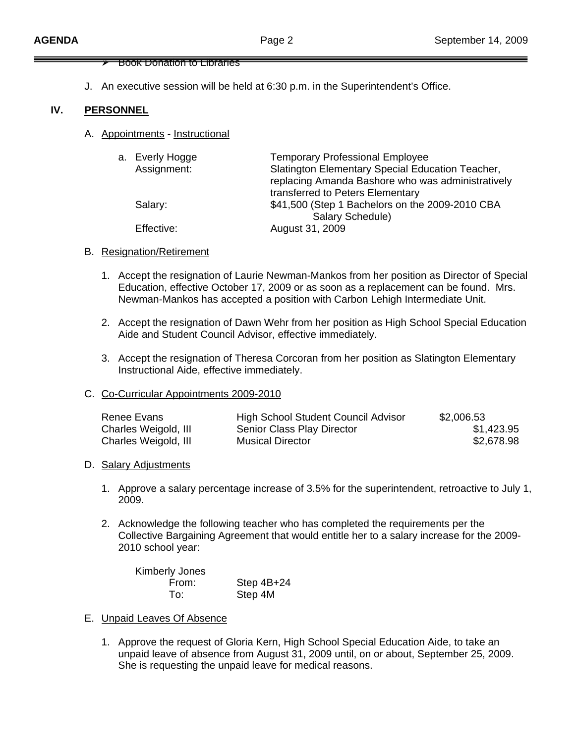- Book Donation to Libraries

J. An executive session will be held at 6:30 p.m. in the Superintendent's Office.

## IV. PERSONNEL

A. Appointments - Instructional

a. Everly Hogge — Temporary Professional Employee

| | |
|---|---|
| Assignment: | Slatington Elementary Special Education Teacher, replacing Amanda Bashore who was administratively transferred to Peters Elementary |
| Salary: | $41,500 (Step 1 Bachelors on the 2009-2010 CBA Salary Schedule) |
| Effective: | August 31, 2009 |

B. Resignation/Retirement

1. Accept the resignation of Laurie Newman-Mankos from her position as Director of Special Education, effective October 17, 2009 or as soon as a replacement can be found. Mrs. Newman-Mankos has accepted a position with Carbon Lehigh Intermediate Unit.
2. Accept the resignation of Dawn Wehr from her position as High School Special Education Aide and Student Council Advisor, effective immediately.
3. Accept the resignation of Theresa Corcoran from her position as Slatington Elementary Instructional Aide, effective immediately.

C. Co-Curricular Appointments 2009-2010

| | | |
|---|---|---|
| Renee Evans | High School Student Council Advisor | $2,006.53 |
| Charles Weigold, III | Senior Class Play Director | $1,423.95 |
| Charles Weigold, III | Musical Director | $2,678.98 |

D. Salary Adjustments

1. Approve a salary percentage increase of 3.5% for the superintendent, retroactive to July 1, 2009.
2. Acknowledge the following teacher who has completed the requirements per the Collective Bargaining Agreement that would entitle her to a salary increase for the 2009-2010 school year:

   Kimberly Jones
   From: Step 4B+24
   To: Step 4M

E. Unpaid Leaves Of Absence

1. Approve the request of Gloria Kern, High School Special Education Aide, to take an unpaid leave of absence from August 31, 2009 until, on or about, September 25, 2009. She is requesting the unpaid leave for medical reasons.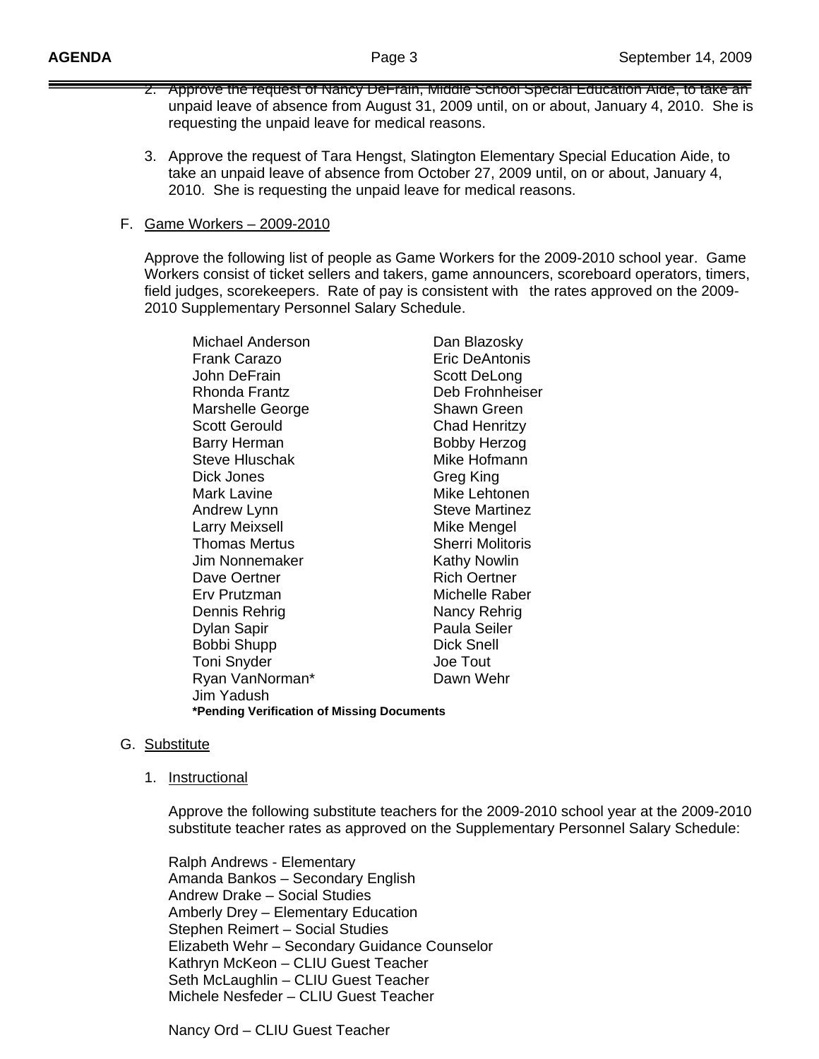2. Approve the request of Nancy DeFrain, Middle School Special Education Aide, to take an unpaid leave of absence from August 31, 2009 until, on or about, January 4, 2010. She is requesting the unpaid leave for medical reasons.

3. Approve the request of Tara Hengst, Slatington Elementary Special Education Aide, to take an unpaid leave of absence from October 27, 2009 until, on or about, January 4, 2010. She is requesting the unpaid leave for medical reasons.

F. Game Workers – 2009-2010

Approve the following list of people as Game Workers for the 2009-2010 school year. Game Workers consist of ticket sellers and takers, game announcers, scoreboard operators, timers, field judges, scorekeepers. Rate of pay is consistent with the rates approved on the 2009-2010 Supplementary Personnel Salary Schedule.

| | |
|---|---|
| Michael Anderson | Dan Blazosky |
| Frank Carazo | Eric DeAntonis |
| John DeFrain | Scott DeLong |
| Rhonda Frantz | Deb Frohnheiser |
| Marshelle George | Shawn Green |
| Scott Gerould | Chad Henritzy |
| Barry Herman | Bobby Herzog |
| Steve Hluschak | Mike Hofmann |
| Dick Jones | Greg King |
| Mark Lavine | Mike Lehtonen |
| Andrew Lynn | Steve Martinez |
| Larry Meixsell | Mike Mengel |
| Thomas Mertus | Sherri Molitoris |
| Jim Nonnemaker | Kathy Nowlin |
| Dave Oertner | Rich Oertner |
| Erv Prutzman | Michelle Raber |
| Dennis Rehrig | Nancy Rehrig |
| Dylan Sapir | Paula Seiler |
| Bobbi Shupp | Dick Snell |
| Toni Snyder | Joe Tout |
| Ryan VanNorman* | Dawn Wehr |
| Jim Yadush | |

**\*Pending Verification of Missing Documents**

G. Substitute

1. Instructional

Approve the following substitute teachers for the 2009-2010 school year at the 2009-2010 substitute teacher rates as approved on the Supplementary Personnel Salary Schedule:

Ralph Andrews - Elementary
Amanda Bankos – Secondary English
Andrew Drake – Social Studies
Amberly Drey – Elementary Education
Stephen Reimert – Social Studies
Elizabeth Wehr – Secondary Guidance Counselor
Kathryn McKeon – CLIU Guest Teacher
Seth McLaughlin – CLIU Guest Teacher
Michele Nesfeder – CLIU Guest Teacher

Nancy Ord – CLIU Guest Teacher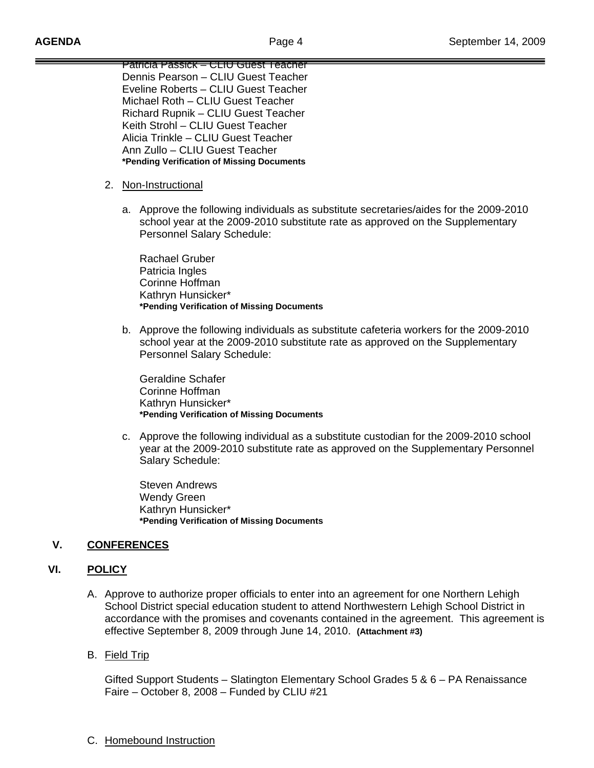Patricia Passick – CLIU Guest Teacher
Dennis Pearson – CLIU Guest Teacher
Eveline Roberts – CLIU Guest Teacher
Michael Roth – CLIU Guest Teacher
Richard Rupnik – CLIU Guest Teacher
Keith Strohl – CLIU Guest Teacher
Alicia Trinkle – CLIU Guest Teacher
Ann Zullo – CLIU Guest Teacher
**\*Pending Verification of Missing Documents**

2. Non-Instructional

   a. Approve the following individuals as substitute secretaries/aides for the 2009-2010 school year at the 2009-2010 substitute rate as approved on the Supplementary Personnel Salary Schedule:

      Rachael Gruber
      Patricia Ingles
      Corinne Hoffman
      Kathryn Hunsicker*
      **\*Pending Verification of Missing Documents**

   b. Approve the following individuals as substitute cafeteria workers for the 2009-2010 school year at the 2009-2010 substitute rate as approved on the Supplementary Personnel Salary Schedule:

      Geraldine Schafer
      Corinne Hoffman
      Kathryn Hunsicker*
      **\*Pending Verification of Missing Documents**

   c. Approve the following individual as a substitute custodian for the 2009-2010 school year at the 2009-2010 substitute rate as approved on the Supplementary Personnel Salary Schedule:

      Steven Andrews
      Wendy Green
      Kathryn Hunsicker*
      **\*Pending Verification of Missing Documents**

## V. CONFERENCES

## VI. POLICY

A. Approve to authorize proper officials to enter into an agreement for one Northern Lehigh School District special education student to attend Northwestern Lehigh School District in accordance with the promises and covenants contained in the agreement. This agreement is effective September 8, 2009 through June 14, 2010. **(Attachment #3)**

B. Field Trip

   Gifted Support Students – Slatington Elementary School Grades 5 & 6 – PA Renaissance Faire – October 8, 2008 – Funded by CLIU #21

C. Homebound Instruction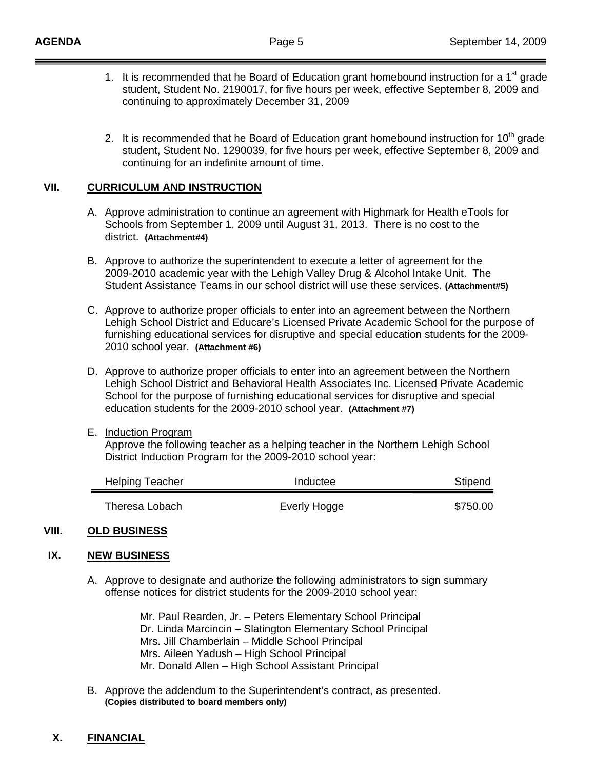1. It is recommended that he Board of Education grant homebound instruction for a 1st grade student, Student No. 2190017, for five hours per week, effective September 8, 2009 and continuing to approximately December 31, 2009

2. It is recommended that he Board of Education grant homebound instruction for 10th grade student, Student No. 1290039, for five hours per week, effective September 8, 2009 and continuing for an indefinite amount of time.

## VII. CURRICULUM AND INSTRUCTION

A. Approve administration to continue an agreement with Highmark for Health eTools for Schools from September 1, 2009 until August 31, 2013. There is no cost to the district. **(Attachment#4)**

B. Approve to authorize the superintendent to execute a letter of agreement for the 2009-2010 academic year with the Lehigh Valley Drug & Alcohol Intake Unit. The Student Assistance Teams in our school district will use these services. **(Attachment#5)**

C. Approve to authorize proper officials to enter into an agreement between the Northern Lehigh School District and Educare's Licensed Private Academic School for the purpose of furnishing educational services for disruptive and special education students for the 2009-2010 school year. **(Attachment #6)**

D. Approve to authorize proper officials to enter into an agreement between the Northern Lehigh School District and Behavioral Health Associates Inc. Licensed Private Academic School for the purpose of furnishing educational services for disruptive and special education students for the 2009-2010 school year. **(Attachment #7)**

E. Induction Program
Approve the following teacher as a helping teacher in the Northern Lehigh School District Induction Program for the 2009-2010 school year:

| Helping Teacher | Inductee | Stipend |
|---|---|---|
| Theresa Lobach | Everly Hogge | $750.00 |

## VIII. OLD BUSINESS

## IX. NEW BUSINESS

A. Approve to designate and authorize the following administrators to sign summary offense notices for district students for the 2009-2010 school year:

Mr. Paul Rearden, Jr. – Peters Elementary School Principal
Dr. Linda Marcincin – Slatington Elementary School Principal
Mrs. Jill Chamberlain – Middle School Principal
Mrs. Aileen Yadush – High School Principal
Mr. Donald Allen – High School Assistant Principal

B. Approve the addendum to the Superintendent's contract, as presented. **(Copies distributed to board members only)**

## X. FINANCIAL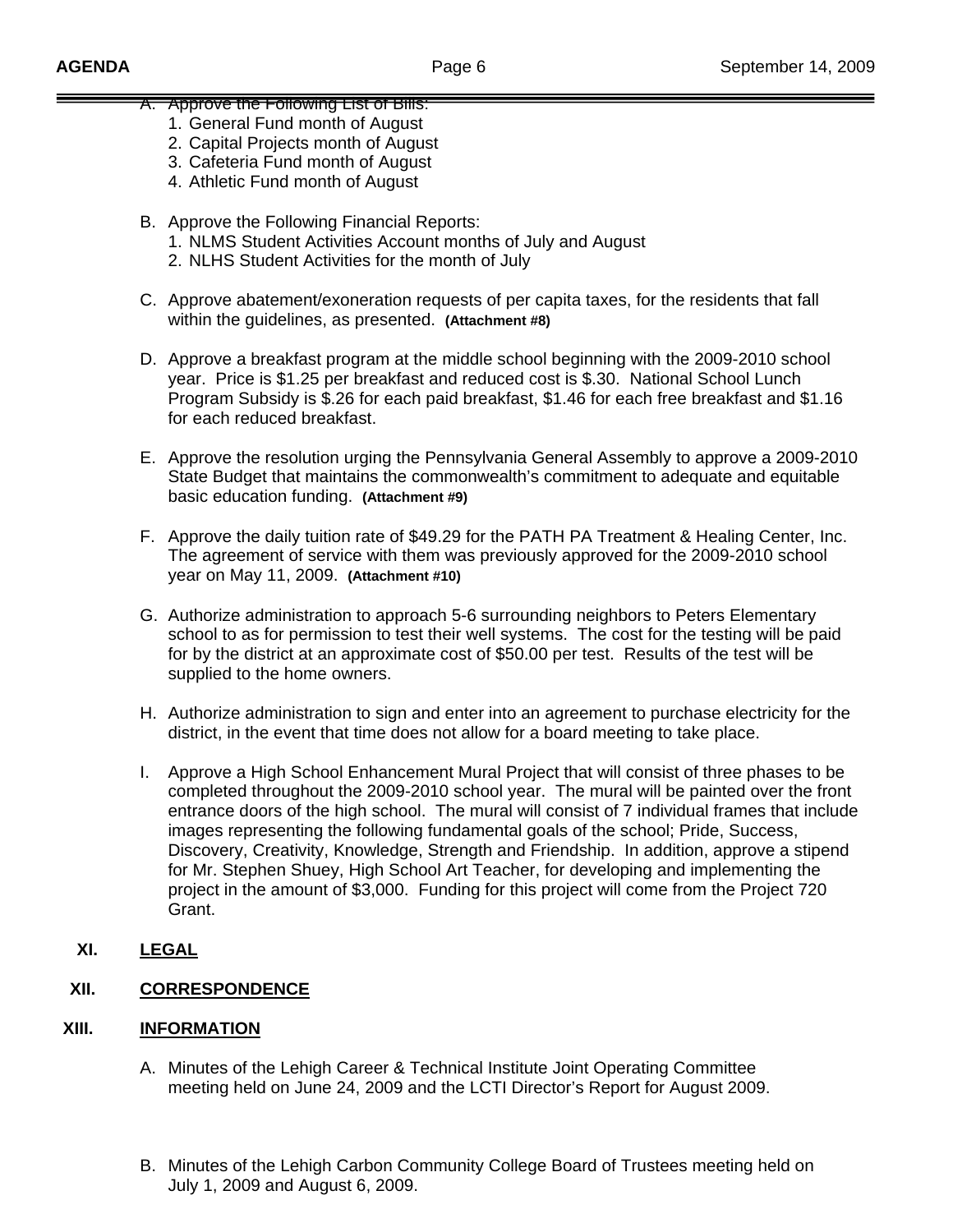A. Approve the Following List of Bills:
   1. General Fund month of August
   2. Capital Projects month of August
   3. Cafeteria Fund month of August
   4. Athletic Fund month of August

B. Approve the Following Financial Reports:
   1. NLMS Student Activities Account months of July and August
   2. NLHS Student Activities for the month of July

C. Approve abatement/exoneration requests of per capita taxes, for the residents that fall within the guidelines, as presented. **(Attachment #8)**

D. Approve a breakfast program at the middle school beginning with the 2009-2010 school year. Price is $1.25 per breakfast and reduced cost is $.30. National School Lunch Program Subsidy is $.26 for each paid breakfast, $1.46 for each free breakfast and $1.16 for each reduced breakfast.

E. Approve the resolution urging the Pennsylvania General Assembly to approve a 2009-2010 State Budget that maintains the commonwealth's commitment to adequate and equitable basic education funding. **(Attachment #9)**

F. Approve the daily tuition rate of $49.29 for the PATH PA Treatment & Healing Center, Inc. The agreement of service with them was previously approved for the 2009-2010 school year on May 11, 2009. **(Attachment #10)**

G. Authorize administration to approach 5-6 surrounding neighbors to Peters Elementary school to as for permission to test their well systems. The cost for the testing will be paid for by the district at an approximate cost of $50.00 per test. Results of the test will be supplied to the home owners.

H. Authorize administration to sign and enter into an agreement to purchase electricity for the district, in the event that time does not allow for a board meeting to take place.

I. Approve a High School Enhancement Mural Project that will consist of three phases to be completed throughout the 2009-2010 school year. The mural will be painted over the front entrance doors of the high school. The mural will consist of 7 individual frames that include images representing the following fundamental goals of the school; Pride, Success, Discovery, Creativity, Knowledge, Strength and Friendship. In addition, approve a stipend for Mr. Stephen Shuey, High School Art Teacher, for developing and implementing the project in the amount of $3,000. Funding for this project will come from the Project 720 Grant.

## XI. LEGAL

## XII. CORRESPONDENCE

## XIII. INFORMATION

A. Minutes of the Lehigh Career & Technical Institute Joint Operating Committee meeting held on June 24, 2009 and the LCTI Director's Report for August 2009.

B. Minutes of the Lehigh Carbon Community College Board of Trustees meeting held on July 1, 2009 and August 6, 2009.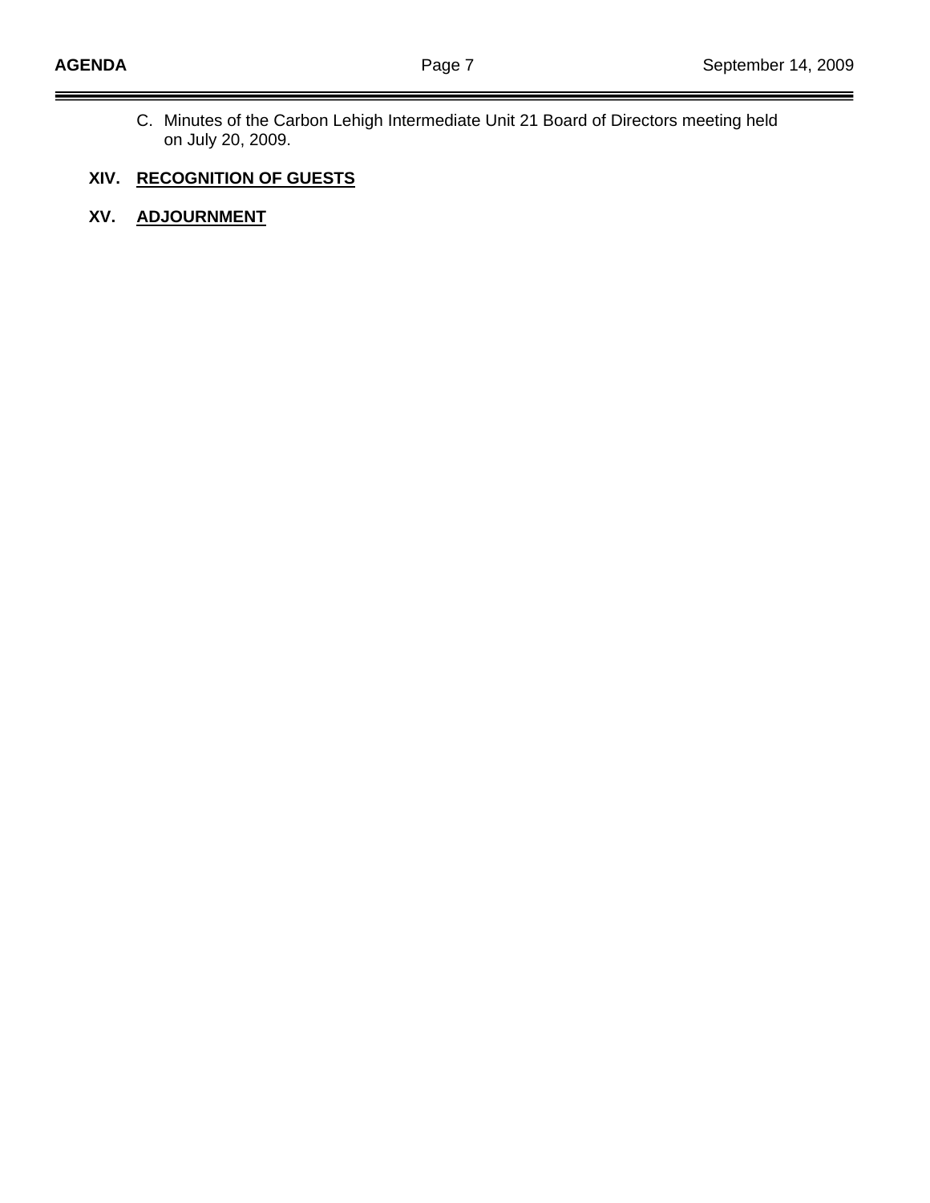C. Minutes of the Carbon Lehigh Intermediate Unit 21 Board of Directors meeting held on July 20, 2009.

## XIV. RECOGNITION OF GUESTS

## XV. ADJOURNMENT